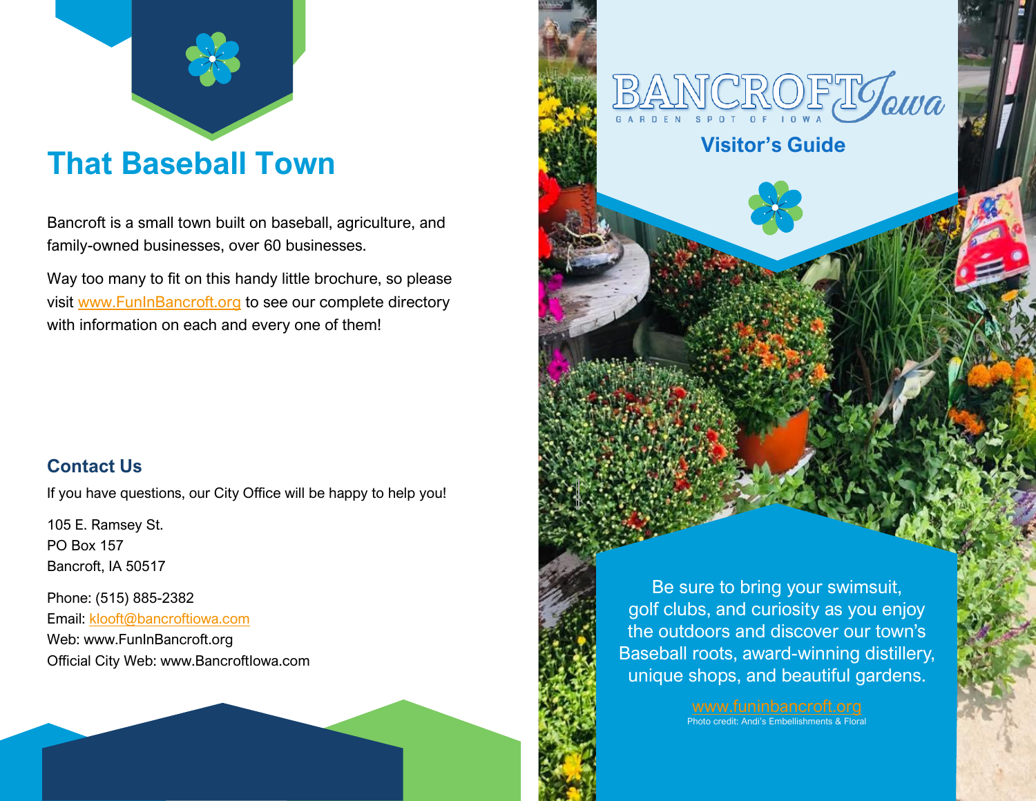## That Baseball Town

Bancroft is a small town built on baseball, agriculture, and family-owned businesses, over 60 businesses.

Way too many to fit on this handy little brochure, so please visit www.FunInBancroft.org to see our complete directory with information on each and every one of them!

### Contact Us

If you have questions, our City Office will be happy to help you!

105 E. Ramsey St.
PO Box 157
Bancroft, IA 50517

Phone: (515) 885-2382
Email: klooft@bancroftiowa.com
Web: www.FunInBancroft.org
Official City Web: www.BancroftIowa.com

# BANCROFT Iowa

GARDEN SPOT OF IOWA

## Visitor's Guide

Be sure to bring your swimsuit, golf clubs, and curiosity as you enjoy the outdoors and discover our town's Baseball roots, award-winning distillery, unique shops, and beautiful gardens.

www.funinbancroft.org

Photo credit: Andi's Embellishments & Floral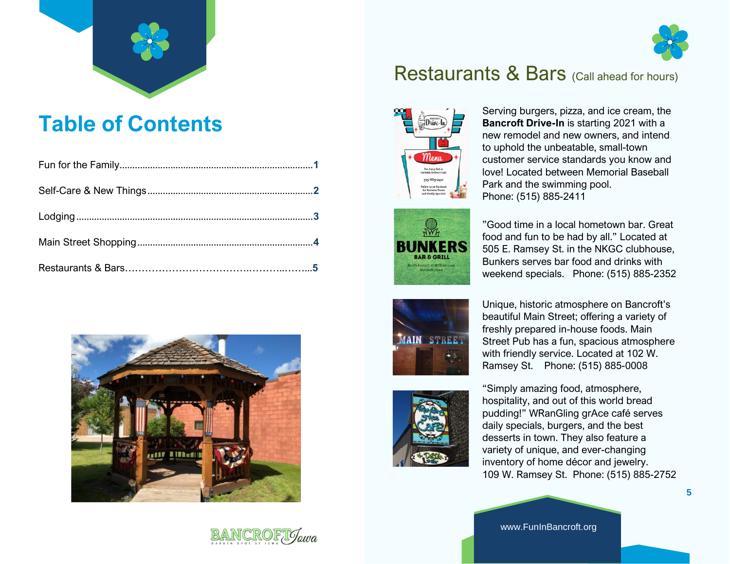# Table of Contents

Fun for the Family.......................................................................1

Self-Care & New Things................................................................2

Lodging.......................................................................................3

Main Street Shopping...................................................................4

Restaurants & Bars......................................................................5

# Restaurants & Bars (Call ahead for hours)

Serving burgers, pizza, and ice cream, the **Bancroft Drive-In** is starting 2021 with a new remodel and new owners, and intend to uphold the unbeatable, small-town customer service standards you know and love! Located between Memorial Baseball Park and the swimming pool.
Phone: (515) 885-2411

"Good time in a local hometown bar. Great food and fun to be had by all." Located at 505 E. Ramsey St. in the NKGC clubhouse, Bunkers serves bar food and drinks with weekend specials. Phone: (515) 885-2352

Unique, historic atmosphere on Bancroft's beautiful Main Street; offering a variety of freshly prepared in-house foods. Main Street Pub has a fun, spacious atmosphere with friendly service. Located at 102 W. Ramsey St. Phone: (515) 885-0008

"Simply amazing food, atmosphere, hospitality, and out of this world bread pudding!" WRanGling grAce café serves daily specials, burgers, and the best desserts in town. They also feature a variety of unique, and ever-changing inventory of home décor and jewelry.
109 W. Ramsey St. Phone: (515) 885-2752

www.FunInBancroft.org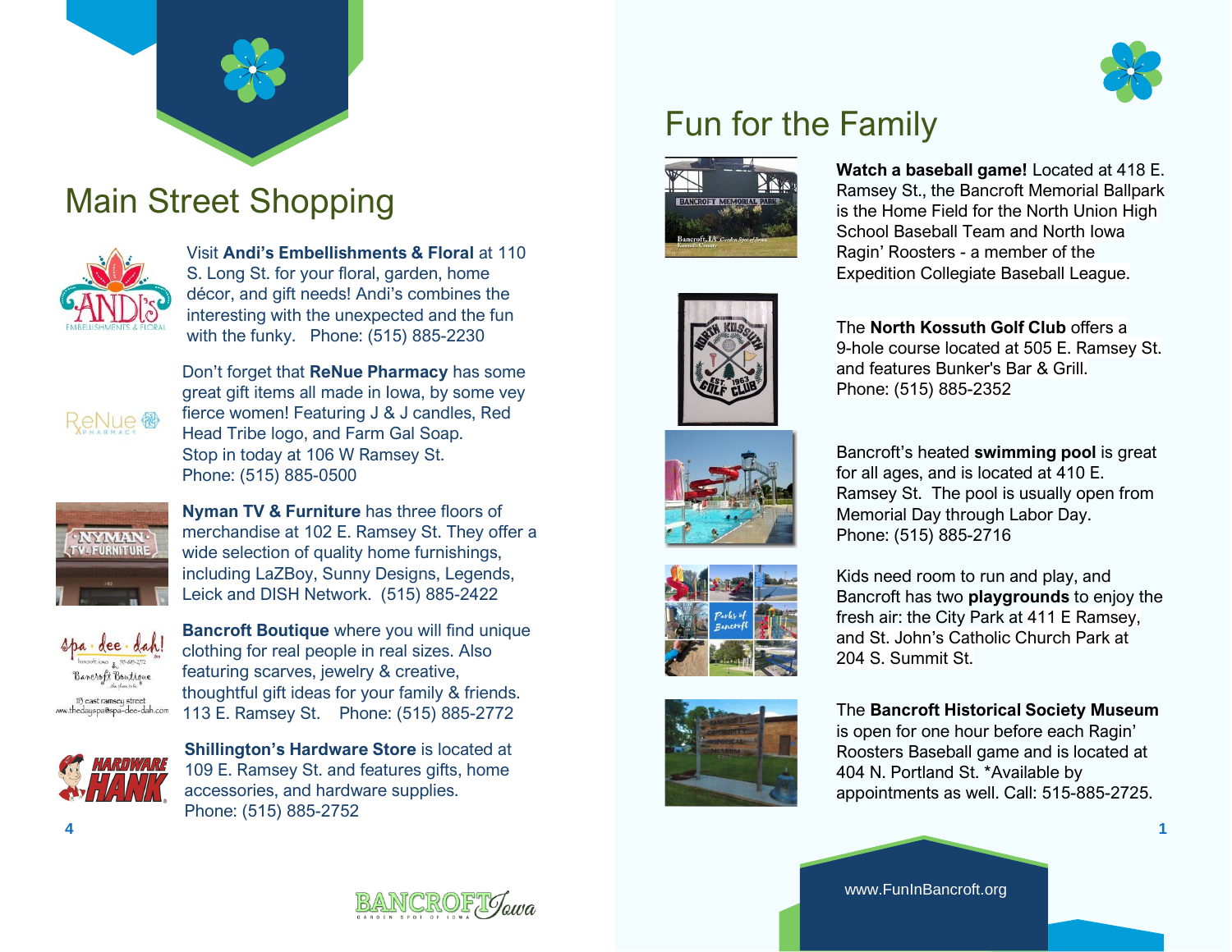## Main Street Shopping

Visit **Andi's Embellishments & Floral** at 110 S. Long St. for your floral, garden, home décor, and gift needs! Andi's combines the interesting with the unexpected and the fun with the funky. Phone: (515) 885-2230

Don't forget that **ReNue Pharmacy** has some great gift items all made in Iowa, by some vey fierce women! Featuring J & J candles, Red Head Tribe logo, and Farm Gal Soap. Stop in today at 106 W Ramsey St. Phone: (515) 885-0500

**Nyman TV & Furniture** has three floors of merchandise at 102 E. Ramsey St. They offer a wide selection of quality home furnishings, including LaZBoy, Sunny Designs, Legends, Leick and DISH Network. (515) 885-2422

**Bancroft Boutique** where you will find unique clothing for real people in real sizes. Also featuring scarves, jewelry & creative, thoughtful gift ideas for your family & friends. 113 E. Ramsey St. Phone: (515) 885-2772

**Shillington's Hardware Store** is located at 109 E. Ramsey St. and features gifts, home accessories, and hardware supplies. Phone: (515) 885-2752

## Fun for the Family

**Watch a baseball game!** Located at 418 E. Ramsey St., the Bancroft Memorial Ballpark is the Home Field for the North Union High School Baseball Team and North Iowa Ragin' Roosters - a member of the Expedition Collegiate Baseball League.

The **North Kossuth Golf Club** offers a 9-hole course located at 505 E. Ramsey St. and features Bunker's Bar & Grill. Phone: (515) 885-2352

Bancroft's heated **swimming pool** is great for all ages, and is located at 410 E. Ramsey St. The pool is usually open from Memorial Day through Labor Day. Phone: (515) 885-2716

Kids need room to run and play, and Bancroft has two **playgrounds** to enjoy the fresh air: the City Park at 411 E Ramsey, and St. John's Catholic Church Park at 204 S. Summit St.

The **Bancroft Historical Society Museum** is open for one hour before each Ragin' Roosters Baseball game and is located at 404 N. Portland St. *Available by appointments as well. Call: 515-885-2725.

www.FunInBancroft.org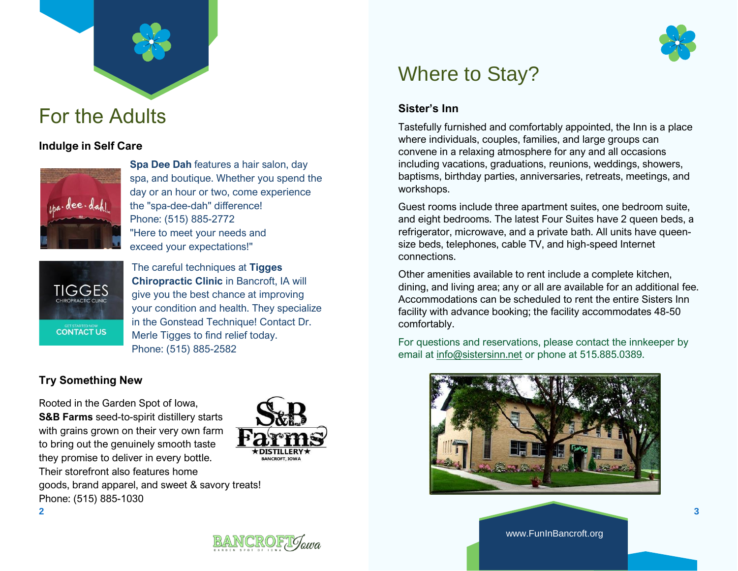# For the Adults

## Indulge in Self Care

**Spa Dee Dah** features a hair salon, day spa, and boutique. Whether you spend the day or an hour or two, come experience the "spa-dee-dah" difference!
Phone: (515) 885-2772
"Here to meet your needs and exceed your expectations!"

The careful techniques at **Tigges Chiropractic Clinic** in Bancroft, IA will give you the best chance at improving your condition and health. They specialize in the Gonstead Technique! Contact Dr. Merle Tigges to find relief today.
Phone: (515) 885-2582

## Try Something New

Rooted in the Garden Spot of Iowa, **S&B Farms** seed-to-spirit distillery starts with grains grown on their very own farm to bring out the genuinely smooth taste they promise to deliver in every bottle. Their storefront also features home goods, brand apparel, and sweet & savory treats!
Phone: (515) 885-1030

# Where to Stay?

## Sister's Inn

Tastefully furnished and comfortably appointed, the Inn is a place where individuals, couples, families, and large groups can convene in a relaxing atmosphere for any and all occasions including vacations, graduations, reunions, weddings, showers, baptisms, birthday parties, anniversaries, retreats, meetings, and workshops.

Guest rooms include three apartment suites, one bedroom suite, and eight bedrooms. The latest Four Suites have 2 queen beds, a refrigerator, microwave, and a private bath. All units have queen-size beds, telephones, cable TV, and high-speed Internet connections.

Other amenities available to rent include a complete kitchen, dining, and living area; any or all are available for an additional fee. Accommodations can be scheduled to rent the entire Sisters Inn facility with advance booking; the facility accommodates 48-50 comfortably.

For questions and reservations, please contact the innkeeper by email at info@sistersinn.net or phone at 515.885.0389.

www.FunInBancroft.org